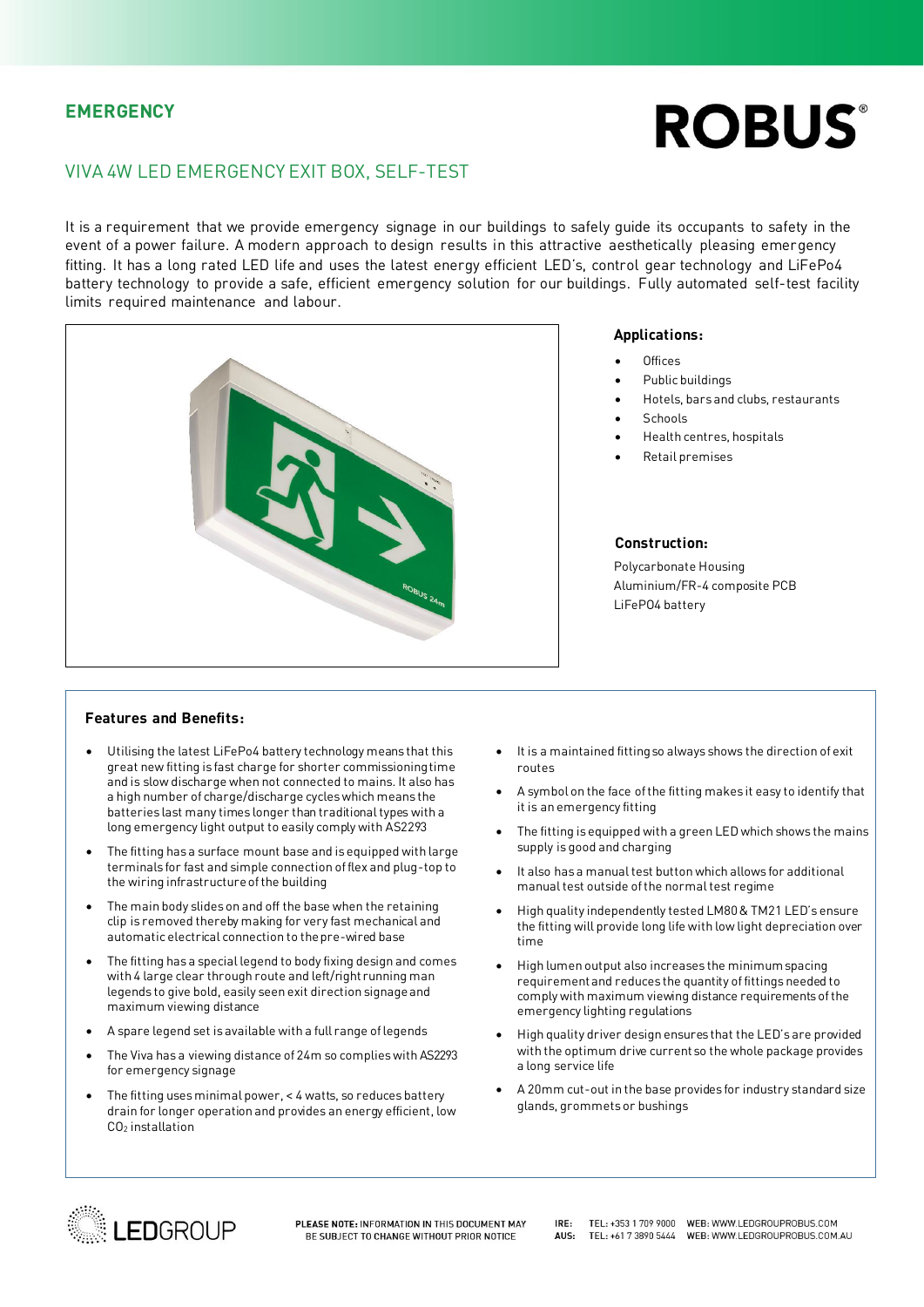EMERGENCY

# ROBUS®

## VIVA 4W LED EMERGENCY EXIT BOX, SELF-TEST

It is a requirement that we provide emergency signage in our buildings to safely guide its occupants to safety in the event of a power failure. A modern approach to design results in this attractive aesthetically pleasing emergency fitting. It has a long rated LED life and uses the latest energy efficient LED's, control gear technology and LiFePo4 battery technology to provide a safe, efficient emergency solution for our buildings. Fully automated self-test facility limits required maintenance and labour.

### Applications:

- Offices
- Public buildings
- Hotels, bars and clubs, restaurants
- Schools
- Health centres, hospitals
- Retail premises

### Construction:

Polycarbonate Housing
Aluminium/FR-4 composite PCB
LiFePO4 battery

### Features and Benefits:

- Utilising the latest LiFePo4 battery technology means that this great new fitting is fast charge for shorter commissioning time and is slow discharge when not connected to mains. It also has a high number of charge/discharge cycles which means the batteries last many times longer than traditional types with a long emergency light output to easily comply with AS2293
- The fitting has a surface mount base and is equipped with large terminals for fast and simple connection of flex and plug-top to the wiring infrastructure of the building
- The main body slides on and off the base when the retaining clip is removed thereby making for very fast mechanical and automatic electrical connection to the pre-wired base
- The fitting has a special legend to body fixing design and comes with 4 large clear through route and left/right running man legends to give bold, easily seen exit direction signage and maximum viewing distance
- A spare legend set is available with a full range of legends
- The Viva has a viewing distance of 24m so complies with AS2293 for emergency signage
- The fitting uses minimal power, < 4 watts, so reduces battery drain for longer operation and provides an energy efficient, low $CO_2$ installation
- It is a maintained fitting so always shows the direction of exit routes
- A symbol on the face of the fitting makes it easy to identify that it is an emergency fitting
- The fitting is equipped with a green LED which shows the mains supply is good and charging
- It also has a manual test button which allows for additional manual test outside of the normal test regime
- High quality independently tested LM80 & TM21 LED's ensure the fitting will provide long life with low light depreciation over time
- High lumen output also increases the minimum spacing requirement and reduces the quantity of fittings needed to comply with maximum viewing distance requirements of the emergency lighting regulations
- High quality driver design ensures that the LED's are provided with the optimum drive current so the whole package provides a long service life
- A 20mm cut-out in the base provides for industry standard size glands, grommets or bushings

LEDGROUP

PLEASE NOTE: INFORMATION IN THIS DOCUMENT MAY BE SUBJECT TO CHANGE WITHOUT PRIOR NOTICE

IRE: TEL: +353 1 709 9000 WEB: WWW.LEDGROUPROBUS.COM
AUS: TEL: +61 7 3890 5444 WEB: WWW.LEDGROUPROBUS.COM.AU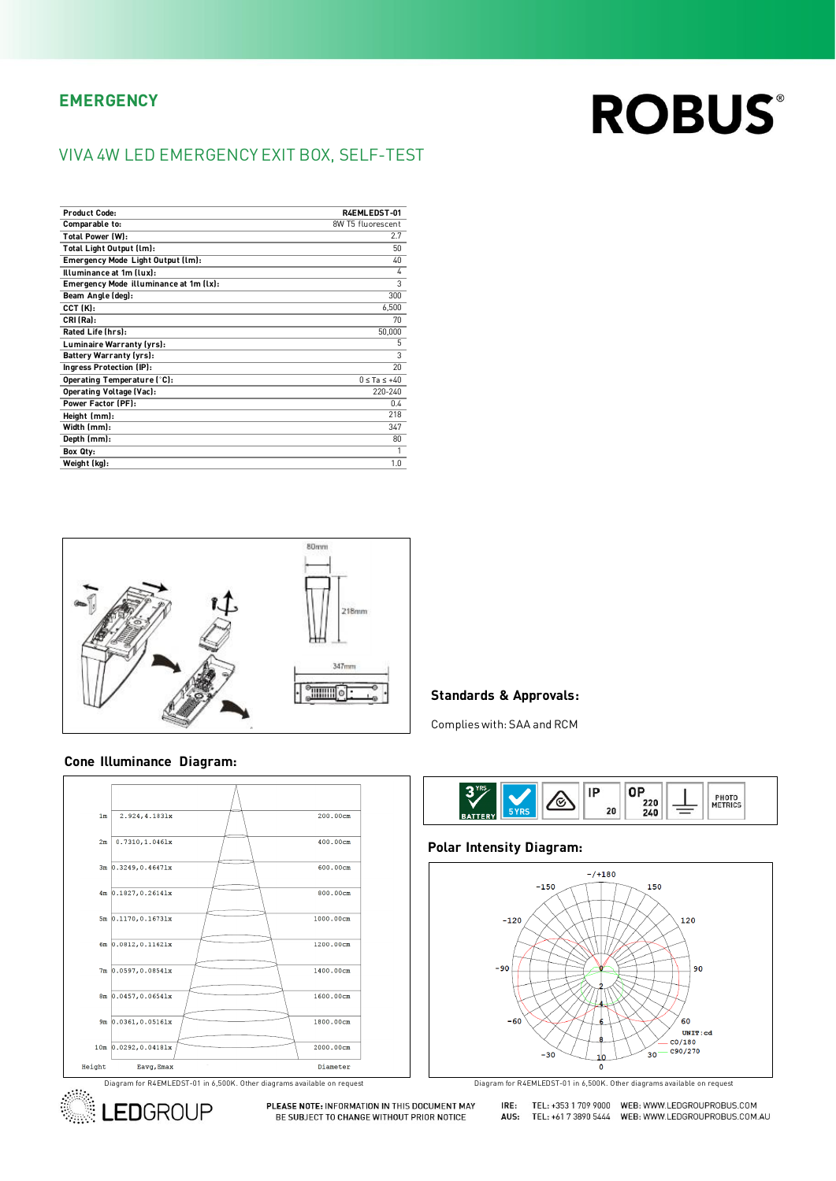EMERGENCY

# ROBUS®

## VIVA 4W LED EMERGENCY EXIT BOX, SELF-TEST

| | |
|---|---|
| **Product Code:** | **R4EMLEDST-01** |
| **Comparable to:** | 8W T5 fluorescent |
| **Total Power (W):** | 2.7 |
| **Total Light Output (lm):** | 50 |
| **Emergency Mode Light Output (lm):** | 40 |
| **Illuminance at 1m (lux):** | 4 |
| **Emergency Mode illuminance at 1m (lx):** | 3 |
| **Beam Angle (deg):** | 300 |
| **CCT (K):** | 6,500 |
| **CRI (Ra):** | 70 |
| **Rated Life (hrs):** | 50,000 |
| **Luminaire Warranty (yrs):** | 5 |
| **Battery Warranty (yrs):** | 3 |
| **Ingress Protection (IP):** | 20 |
| **Operating Temperature (˚C):** | 0 ≤ Ta ≤ +40 |
| **Operating Voltage (Vac):** | 220-240 |
| **Power Factor (PF):** | 0.4 |
| **Height (mm):** | 218 |
| **Width (mm):** | 347 |
| **Depth (mm):** | 80 |
| **Box Qty:** | 1 |
| **Weight (kg):** | 1.0 |

80mm
218mm
347mm

### Standards & Approvals:

Complies with: SAA and RCM

### Cone Illuminance Diagram:

Height | Eavg,Emax | Diameter

1m 2.924,4.1831x 200.00cm
2m 0.7310,1.0461x 400.00cm
3m 0.3249,0.46471x 600.00cm
4m 0.1827,0.26141x 800.00cm
5m 0.1170,0.16731x 1000.00cm
6m 0.0812,0.11621x 1200.00cm
7m 0.0597,0.08541x 1400.00cm
8m 0.0457,0.06541x 1600.00cm
9m 0.0361,0.05161x 1800.00cm
10m 0.0292,0.04181x 2000.00cm

Diagram for R4EMLEDST-01 in 6,500K. Other diagrams available on request

3 YRS BATTERY | 5YRS | IP 20 | OP 220 240 | PHOTO METRICS

### Polar Intensity Diagram:

-/+180
-150 150
-120 120
-90 90
-60 60
-30 30
0 2 4 6 8 10
0
UNIT:cd
C0/180
C90/270

Diagram for R4EMLEDST-01 in 6,500K. Other diagrams available on request

LEDGROUP

**PLEASE NOTE:** INFORMATION IN THIS DOCUMENT MAY BE SUBJECT TO CHANGE WITHOUT PRIOR NOTICE

IRE: TEL: +353 1 709 9000 WEB: WWW.LEDGROUPROBUS.COM
AUS: TEL: +61 7 3890 5444 WEB: WWW.LEDGROUPROBUS.COM.AU